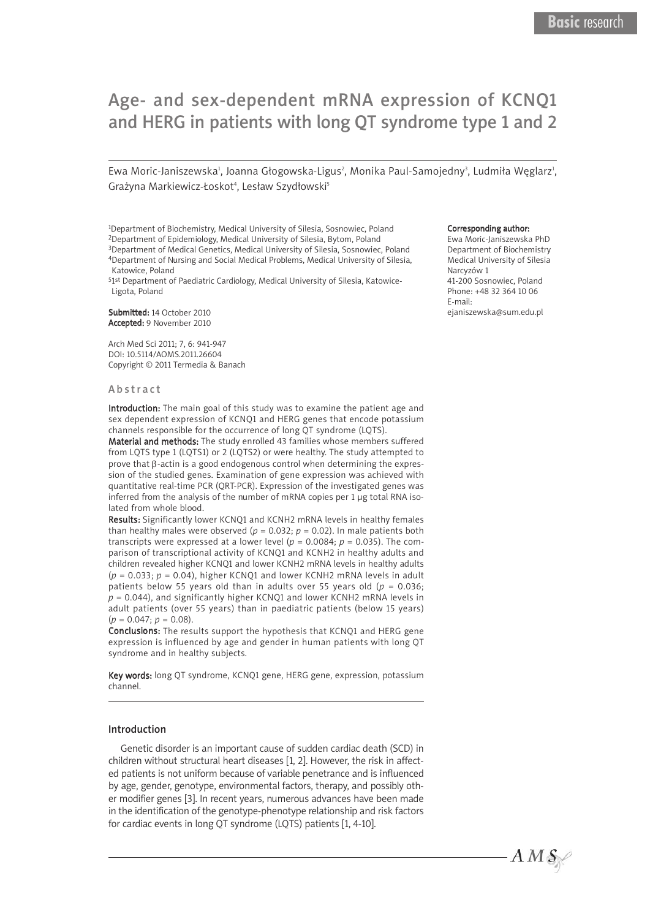Basic research

# Age- and sex-dependent mRNA expression of KCNQ1 and HERG in patients with long QT syndrome type 1 and 2

Ewa Moric-Janiszewska[1], Joanna Głogowska-Ligus[2], Monika Paul-Samojedny[3], Ludmiła Węglarz[1], Grażyna Markiewicz-Łoskot[4], Lesław Szydłowski[5]

[1]Department of Biochemistry, Medical University of Silesia, Sosnowiec, Poland
[2]Department of Epidemiology, Medical University of Silesia, Bytom, Poland
[3]Department of Medical Genetics, Medical University of Silesia, Sosnowiec, Poland
[4]Department of Nursing and Social Medical Problems, Medical University of Silesia, Katowice, Poland
[5]1st Department of Paediatric Cardiology, Medical University of Silesia, Katowice-Ligota, Poland

**Submitted:** 14 October 2010
**Accepted:** 9 November 2010

Arch Med Sci 2011; 7, 6: 941-947
DOI: 10.5114/AOMS.2011.26604
Copyright © 2011 Termedia & Banach

**Corresponding author:**
Ewa Moric-Janiszewska PhD
Department of Biochemistry
Medical University of Silesia
Narcyzów 1
41-200 Sosnowiec, Poland
Phone: +48 32 364 10 06
E-mail:
ejaniszewska@sum.edu.pl

## Abstract

**Introduction:** The main goal of this study was to examine the patient age and sex dependent expression of KCNQ1 and HERG genes that encode potassium channels responsible for the occurrence of long QT syndrome (LQTS).

**Material and methods:** The study enrolled 43 families whose members suffered from LQTS type 1 (LQTS1) or 2 (LQTS2) or were healthy. The study attempted to prove that β-actin is a good endogenous control when determining the expression of the studied genes. Examination of gene expression was achieved with quantitative real-time PCR (QRT-PCR). Expression of the investigated genes was inferred from the analysis of the number of mRNA copies per 1 μg total RNA isolated from whole blood.

**Results:** Significantly lower KCNQ1 and KCNH2 mRNA levels in healthy females than healthy males were observed ($p = 0.032$; $p = 0.02$). In male patients both transcripts were expressed at a lower level ($p = 0.0084$; $p = 0.035$). The comparison of transcriptional activity of KCNQ1 and KCNH2 in healthy adults and children revealed higher KCNQ1 and lower KCNH2 mRNA levels in healthy adults ($p = 0.033$; $p = 0.04$), higher KCNQ1 and lower KCNH2 mRNA levels in adult patients below 55 years old than in adults over 55 years old ($p = 0.036$; $p = 0.044$), and significantly higher KCNQ1 and lower KCNH2 mRNA levels in adult patients (over 55 years) than in paediatric patients (below 15 years) ($p = 0.047$; $p = 0.08$).

**Conclusions:** The results support the hypothesis that KCNQ1 and HERG gene expression is influenced by age and gender in human patients with long QT syndrome and in healthy subjects.

**Key words:** long QT syndrome, KCNQ1 gene, HERG gene, expression, potassium channel.

## Introduction

Genetic disorder is an important cause of sudden cardiac death (SCD) in children without structural heart diseases [1, 2]. However, the risk in affected patients is not uniform because of variable penetrance and is influenced by age, gender, genotype, environmental factors, therapy, and possibly other modifier genes [3]. In recent years, numerous advances have been made in the identification of the genotype-phenotype relationship and risk factors for cardiac events in long QT syndrome (LQTS) patients [1, 4-10].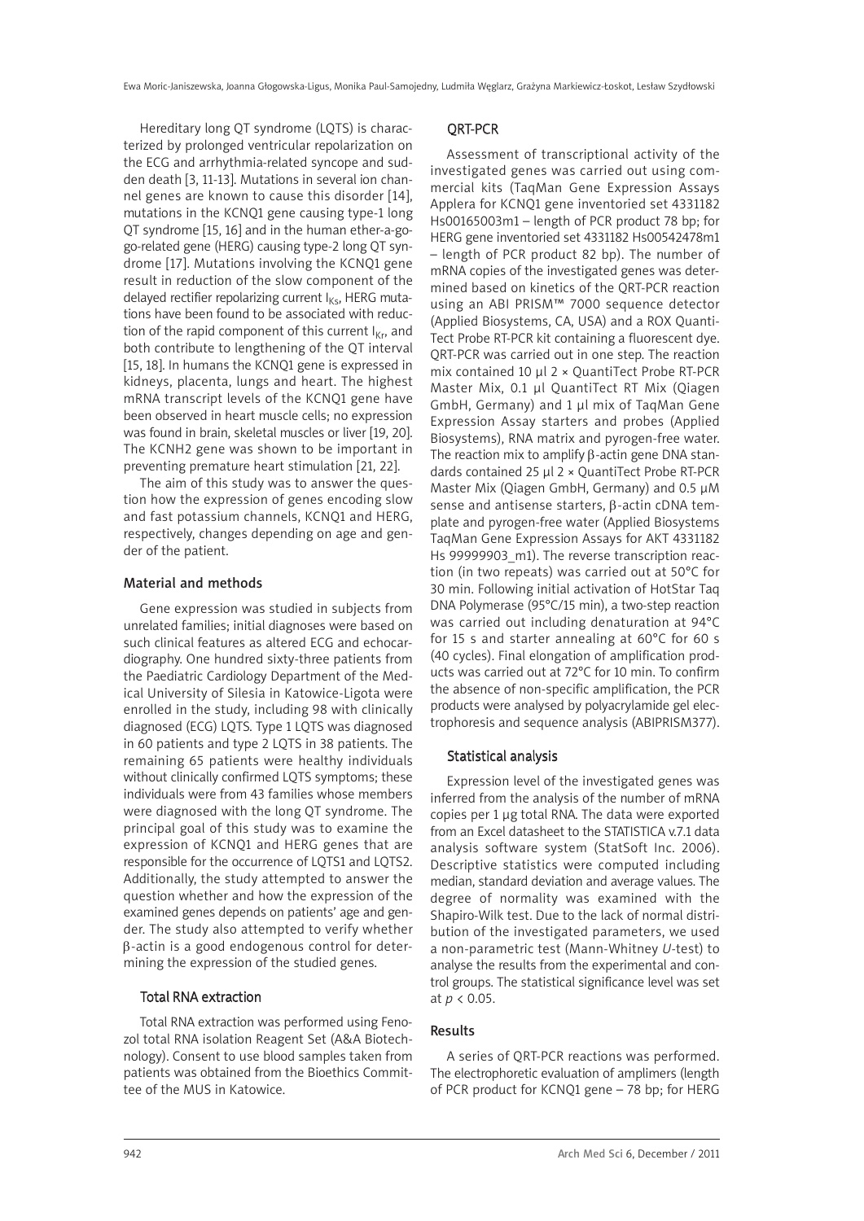Hereditary long QT syndrome (LQTS) is characterized by prolonged ventricular repolarization on the ECG and arrhythmia-related syncope and sudden death [3, 11-13]. Mutations in several ion channel genes are known to cause this disorder [14], mutations in the KCNQ1 gene causing type-1 long QT syndrome [15, 16] and in the human ether-a-go-go-related gene (HERG) causing type-2 long QT syndrome [17]. Mutations involving the KCNQ1 gene result in reduction of the slow component of the delayed rectifier repolarizing current $I_{Ks}$, HERG mutations have been found to be associated with reduction of the rapid component of this current $I_{Kr}$, and both contribute to lengthening of the QT interval [15, 18]. In humans the KCNQ1 gene is expressed in kidneys, placenta, lungs and heart. The highest mRNA transcript levels of the KCNQ1 gene have been observed in heart muscle cells; no expression was found in brain, skeletal muscles or liver [19, 20]. The KCNH2 gene was shown to be important in preventing premature heart stimulation [21, 22].

The aim of this study was to answer the question how the expression of genes encoding slow and fast potassium channels, KCNQ1 and HERG, respectively, changes depending on age and gender of the patient.

## Material and methods

Gene expression was studied in subjects from unrelated families; initial diagnoses were based on such clinical features as altered ECG and echocardiography. One hundred sixty-three patients from the Paediatric Cardiology Department of the Medical University of Silesia in Katowice-Ligota were enrolled in the study, including 98 with clinically diagnosed (ECG) LQTS. Type 1 LQTS was diagnosed in 60 patients and type 2 LQTS in 38 patients. The remaining 65 patients were healthy individuals without clinically confirmed LQTS symptoms; these individuals were from 43 families whose members were diagnosed with the long QT syndrome. The principal goal of this study was to examine the expression of KCNQ1 and HERG genes that are responsible for the occurrence of LQTS1 and LQTS2. Additionally, the study attempted to answer the question whether and how the expression of the examined genes depends on patients' age and gender. The study also attempted to verify whether β-actin is a good endogenous control for determining the expression of the studied genes.

### Total RNA extraction

Total RNA extraction was performed using Fenozol total RNA isolation Reagent Set (A&A Biotechnology). Consent to use blood samples taken from patients was obtained from the Bioethics Committee of the MUS in Katowice.

### QRT-PCR

Assessment of transcriptional activity of the investigated genes was carried out using commercial kits (TaqMan Gene Expression Assays Applera for KCNQ1 gene inventoried set 4331182 Hs00165003m1 – length of PCR product 78 bp; for HERG gene inventoried set 4331182 Hs00542478m1 – length of PCR product 82 bp). The number of mRNA copies of the investigated genes was determined based on kinetics of the QRT-PCR reaction using an ABI PRISM™ 7000 sequence detector (Applied Biosystems, CA, USA) and a ROX QuantiTect Probe RT-PCR kit containing a fluorescent dye. QRT-PCR was carried out in one step. The reaction mix contained 10 µl 2 × QuantiTect Probe RT-PCR Master Mix, 0.1 µl QuantiTect RT Mix (Qiagen GmbH, Germany) and 1 µl mix of TaqMan Gene Expression Assay starters and probes (Applied Biosystems), RNA matrix and pyrogen-free water. The reaction mix to amplify β-actin gene DNA standards contained 25 µl 2 × QuantiTect Probe RT-PCR Master Mix (Qiagen GmbH, Germany) and 0.5 µM sense and antisense starters, β-actin cDNA template and pyrogen-free water (Applied Biosystems TaqMan Gene Expression Assays for AKT 4331182 Hs 99999903_m1). The reverse transcription reaction (in two repeats) was carried out at 50°C for 30 min. Following initial activation of HotStar Taq DNA Polymerase (95°C/15 min), a two-step reaction was carried out including denaturation at 94°C for 15 s and starter annealing at 60°C for 60 s (40 cycles). Final elongation of amplification products was carried out at 72°C for 10 min. To confirm the absence of non-specific amplification, the PCR products were analysed by polyacrylamide gel electrophoresis and sequence analysis (ABIPRISM377).

### Statistical analysis

Expression level of the investigated genes was inferred from the analysis of the number of mRNA copies per 1 µg total RNA. The data were exported from an Excel datasheet to the STATISTICA v.7.1 data analysis software system (StatSoft Inc. 2006). Descriptive statistics were computed including median, standard deviation and average values. The degree of normality was examined with the Shapiro-Wilk test. Due to the lack of normal distribution of the investigated parameters, we used a non-parametric test (Mann-Whitney *U*-test) to analyse the results from the experimental and control groups. The statistical significance level was set at $p < 0.05$.

## Results

A series of QRT-PCR reactions was performed. The electrophoretic evaluation of amplimers (length of PCR product for KCNQ1 gene – 78 bp; for HERG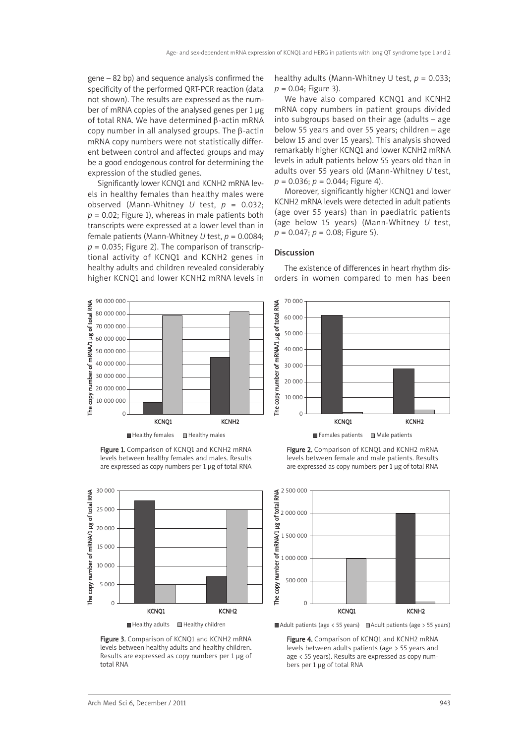gene – 82 bp) and sequence analysis confirmed the specificity of the performed QRT-PCR reaction (data not shown). The results are expressed as the number of mRNA copies of the analysed genes per 1 µg of total RNA. We have determined β-actin mRNA copy number in all analysed groups. The β-actin mRNA copy numbers were not statistically different between control and affected groups and may be a good endogenous control for determining the expression of the studied genes.

Significantly lower KCNQ1 and KCNH2 mRNA levels in healthy females than healthy males were observed (Mann-Whitney *U* test, $p = 0.032$; $p = 0.02$; Figure 1), whereas in male patients both transcripts were expressed at a lower level than in female patients (Mann-Whitney *U* test, $p = 0.0084$; $p = 0.035$; Figure 2). The comparison of transcriptional activity of KCNQ1 and KCNH2 genes in healthy adults and children revealed considerably higher KCNQ1 and lower KCNH2 mRNA levels in healthy adults (Mann-Whitney U test, $p = 0.033$; $p = 0.04$; Figure 3).

We have also compared KCNQ1 and KCNH2 mRNA copy numbers in patient groups divided into subgroups based on their age (adults – age below 55 years and over 55 years; children – age below 15 and over 15 years). This analysis showed remarkably higher KCNQ1 and lower KCNH2 mRNA levels in adult patients below 55 years old than in adults over 55 years old (Mann-Whitney *U* test, $p = 0.036$; $p = 0.044$; Figure 4).

Moreover, significantly higher KCNQ1 and lower KCNH2 mRNA levels were detected in adult patients (age over 55 years) than in paediatric patients (age below 15 years) (Mann-Whitney *U* test, $p = 0.047$; $p = 0.08$; Figure 5).

## Discussion

The existence of differences in heart rhythm disorders in women compared to men has been

**Figure 1.** Comparison of KCNQ1 and KCNH2 mRNA levels between healthy females and males. Results are expressed as copy numbers per 1 µg of total RNA

**Figure 2.** Comparison of KCNQ1 and KCNH2 mRNA levels between female and male patients. Results are expressed as copy numbers per 1 µg of total RNA

**Figure 3.** Comparison of KCNQ1 and KCNH2 mRNA levels between healthy adults and healthy children. Results are expressed as copy numbers per 1 µg of total RNA

**Figure 4.** Comparison of KCNQ1 and KCNH2 mRNA levels between adults patients (age > 55 years and age < 55 years). Results are expressed as copy numbers per 1 µg of total RNA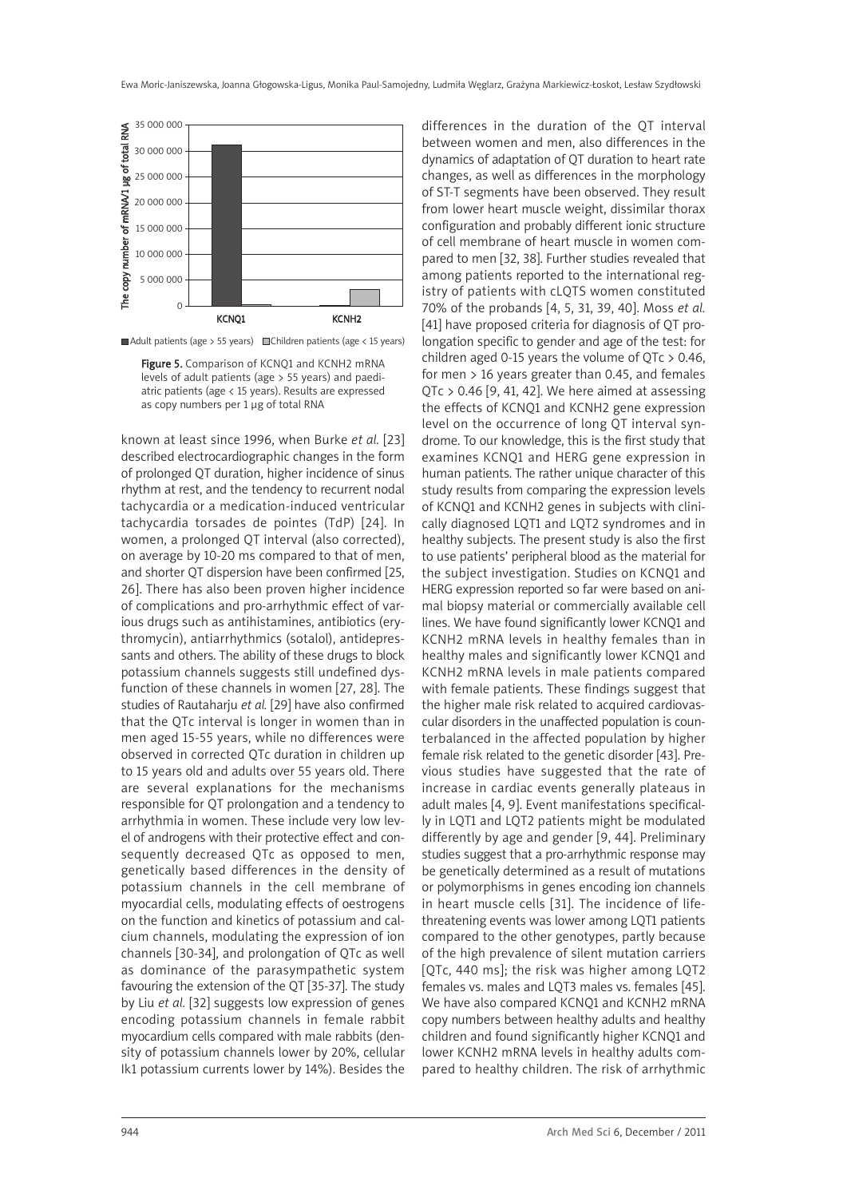Figure 5. Comparison of KCNQ1 and KCNH2 mRNA levels of adult patients (age > 55 years) and paediatric patients (age < 15 years). Results are expressed as copy numbers per 1 μg of total RNA

known at least since 1996, when Burke *et al.* [23] described electrocardiographic changes in the form of prolonged QT duration, higher incidence of sinus rhythm at rest, and the tendency to recurrent nodal tachycardia or a medication-induced ventricular tachycardia torsades de pointes (TdP) [24]. In women, a prolonged QT interval (also corrected), on average by 10-20 ms compared to that of men, and shorter QT dispersion have been confirmed [25, 26]. There has also been proven higher incidence of complications and pro-arrhythmic effect of various drugs such as antihistamines, antibiotics (erythromycin), antiarrhythmics (sotalol), antidepressants and others. The ability of these drugs to block potassium channels suggests still undefined dysfunction of these channels in women [27, 28]. The studies of Rautaharju *et al.* [29] have also confirmed that the QTc interval is longer in women than in men aged 15-55 years, while no differences were observed in corrected QTc duration in children up to 15 years old and adults over 55 years old. There are several explanations for the mechanisms responsible for QT prolongation and a tendency to arrhythmia in women. These include very low level of androgens with their protective effect and consequently decreased QTc as opposed to men, genetically based differences in the density of potassium channels in the cell membrane of myocardial cells, modulating effects of oestrogens on the function and kinetics of potassium and calcium channels, modulating the expression of ion channels [30-34], and prolongation of QTc as well as dominance of the parasympathetic system favouring the extension of the QT [35-37]. The study by Liu *et al.* [32] suggests low expression of genes encoding potassium channels in female rabbit myocardium cells compared with male rabbits (density of potassium channels lower by 20%, cellular Ik1 potassium currents lower by 14%). Besides the differences in the duration of the QT interval between women and men, also differences in the dynamics of adaptation of QT duration to heart rate changes, as well as differences in the morphology of ST-T segments have been observed. They result from lower heart muscle weight, dissimilar thorax configuration and probably different ionic structure of cell membrane of heart muscle in women compared to men [32, 38]. Further studies revealed that among patients reported to the international registry of patients with cLQTS women constituted 70% of the probands [4, 5, 31, 39, 40]. Moss *et al.* [41] have proposed criteria for diagnosis of QT prolongation specific to gender and age of the test: for children aged 0-15 years the volume of QTc > 0.46, for men > 16 years greater than 0.45, and females QTc > 0.46 [9, 41, 42]. We here aimed at assessing the effects of KCNQ1 and KCNH2 gene expression level on the occurrence of long QT interval syndrome. To our knowledge, this is the first study that examines KCNQ1 and HERG gene expression in human patients. The rather unique character of this study results from comparing the expression levels of KCNQ1 and KCNH2 genes in subjects with clinically diagnosed LQT1 and LQT2 syndromes and in healthy subjects. The present study is also the first to use patients' peripheral blood as the material for the subject investigation. Studies on KCNQ1 and HERG expression reported so far were based on animal biopsy material or commercially available cell lines. We have found significantly lower KCNQ1 and KCNH2 mRNA levels in healthy females than in healthy males and significantly lower KCNQ1 and KCNH2 mRNA levels in male patients compared with female patients. These findings suggest that the higher male risk related to acquired cardiovascular disorders in the unaffected population is counterbalanced in the affected population by higher female risk related to the genetic disorder [43]. Previous studies have suggested that the rate of increase in cardiac events generally plateaus in adult males [4, 9]. Event manifestations specifically in LQT1 and LQT2 patients might be modulated differently by age and gender [9, 44]. Preliminary studies suggest that a pro-arrhythmic response may be genetically determined as a result of mutations or polymorphisms in genes encoding ion channels in heart muscle cells [31]. The incidence of life-threatening events was lower among LQT1 patients compared to the other genotypes, partly because of the high prevalence of silent mutation carriers [QTc, 440 ms]; the risk was higher among LQT2 females vs. males and LQT3 males vs. females [45]. We have also compared KCNQ1 and KCNH2 mRNA copy numbers between healthy adults and healthy children and found significantly higher KCNQ1 and lower KCNH2 mRNA levels in healthy adults compared to healthy children. The risk of arrhythmic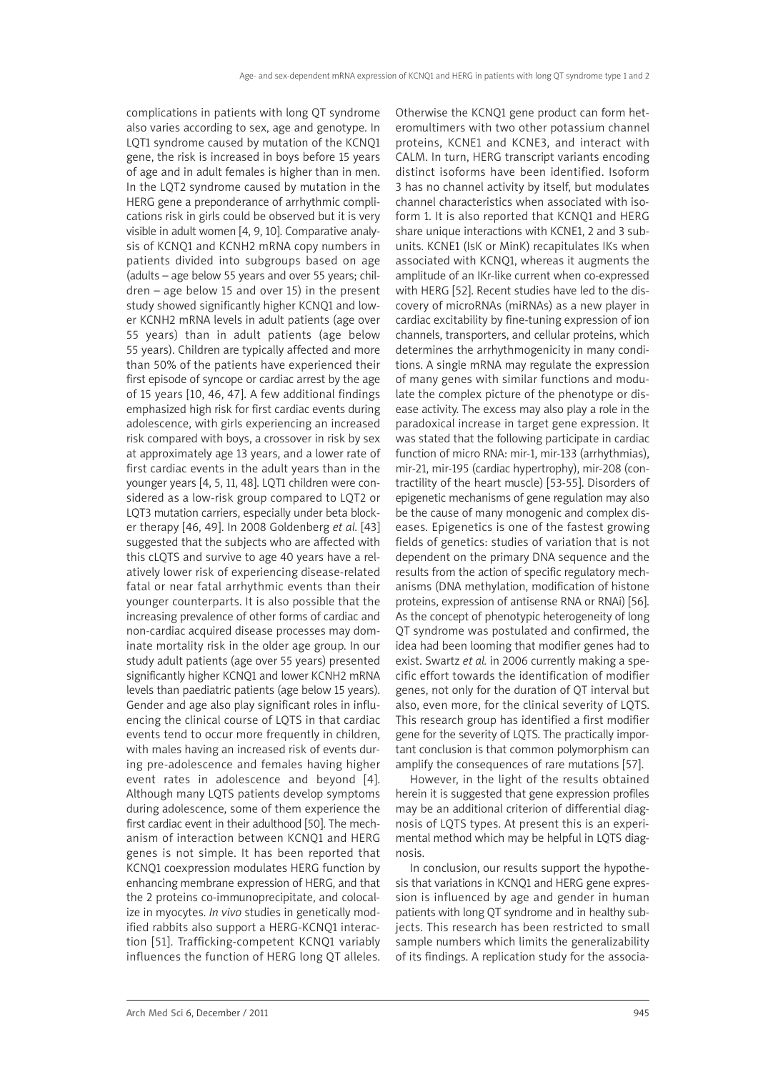complications in patients with long QT syndrome also varies according to sex, age and genotype. In LQT1 syndrome caused by mutation of the KCNQ1 gene, the risk is increased in boys before 15 years of age and in adult females is higher than in men. In the LQT2 syndrome caused by mutation in the HERG gene a preponderance of arrhythmic complications risk in girls could be observed but it is very visible in adult women [4, 9, 10]. Comparative analysis of KCNQ1 and KCNH2 mRNA copy numbers in patients divided into subgroups based on age (adults – age below 55 years and over 55 years; children – age below 15 and over 15) in the present study showed significantly higher KCNQ1 and lower KCNH2 mRNA levels in adult patients (age over 55 years) than in adult patients (age below 55 years). Children are typically affected and more than 50% of the patients have experienced their first episode of syncope or cardiac arrest by the age of 15 years [10, 46, 47]. A few additional findings emphasized high risk for first cardiac events during adolescence, with girls experiencing an increased risk compared with boys, a crossover in risk by sex at approximately age 13 years, and a lower rate of first cardiac events in the adult years than in the younger years [4, 5, 11, 48]. LQT1 children were considered as a low-risk group compared to LQT2 or LQT3 mutation carriers, especially under beta blocker therapy [46, 49]. In 2008 Goldenberg *et al.* [43] suggested that the subjects who are affected with this cLQTS and survive to age 40 years have a relatively lower risk of experiencing disease-related fatal or near fatal arrhythmic events than their younger counterparts. It is also possible that the increasing prevalence of other forms of cardiac and non-cardiac acquired disease processes may dominate mortality risk in the older age group. In our study adult patients (age over 55 years) presented significantly higher KCNQ1 and lower KCNH2 mRNA levels than paediatric patients (age below 15 years). Gender and age also play significant roles in influencing the clinical course of LQTS in that cardiac events tend to occur more frequently in children, with males having an increased risk of events during pre-adolescence and females having higher event rates in adolescence and beyond [4]. Although many LQTS patients develop symptoms during adolescence, some of them experience the first cardiac event in their adulthood [50]. The mechanism of interaction between KCNQ1 and HERG genes is not simple. It has been reported that KCNQ1 coexpression modulates HERG function by enhancing membrane expression of HERG, and that the 2 proteins co-immunoprecipitate, and colocalize in myocytes. *In vivo* studies in genetically modified rabbits also support a HERG-KCNQ1 interaction [51]. Trafficking-competent KCNQ1 variably influences the function of HERG long QT alleles. Otherwise the KCNQ1 gene product can form heteromultimers with two other potassium channel proteins, KCNE1 and KCNE3, and interact with CALM. In turn, HERG transcript variants encoding distinct isoforms have been identified. Isoform 3 has no channel activity by itself, but modulates channel characteristics when associated with isoform 1. It is also reported that KCNQ1 and HERG share unique interactions with KCNE1, 2 and 3 subunits. KCNE1 (IsK or MinK) recapitulates IKs when associated with KCNQ1, whereas it augments the amplitude of an IKr-like current when co-expressed with HERG [52]. Recent studies have led to the discovery of microRNAs (miRNAs) as a new player in cardiac excitability by fine-tuning expression of ion channels, transporters, and cellular proteins, which determines the arrhythmogenicity in many conditions. A single mRNA may regulate the expression of many genes with similar functions and modulate the complex picture of the phenotype or disease activity. The excess may also play a role in the paradoxical increase in target gene expression. It was stated that the following participate in cardiac function of micro RNA: mir-1, mir-133 (arrhythmias), mir-21, mir-195 (cardiac hypertrophy), mir-208 (contractility of the heart muscle) [53-55]. Disorders of epigenetic mechanisms of gene regulation may also be the cause of many monogenic and complex diseases. Epigenetics is one of the fastest growing fields of genetics: studies of variation that is not dependent on the primary DNA sequence and the results from the action of specific regulatory mechanisms (DNA methylation, modification of histone proteins, expression of antisense RNA or RNAi) [56]. As the concept of phenotypic heterogeneity of long QT syndrome was postulated and confirmed, the idea had been looming that modifier genes had to exist. Swartz *et al.* in 2006 currently making a specific effort towards the identification of modifier genes, not only for the duration of QT interval but also, even more, for the clinical severity of LQTS. This research group has identified a first modifier gene for the severity of LQTS. The practically important conclusion is that common polymorphism can amplify the consequences of rare mutations [57].

However, in the light of the results obtained herein it is suggested that gene expression profiles may be an additional criterion of differential diagnosis of LQTS types. At present this is an experimental method which may be helpful in LQTS diagnosis.

In conclusion, our results support the hypothesis that variations in KCNQ1 and HERG gene expression is influenced by age and gender in human patients with long QT syndrome and in healthy subjects. This research has been restricted to small sample numbers which limits the generalizability of its findings. A replication study for the associa-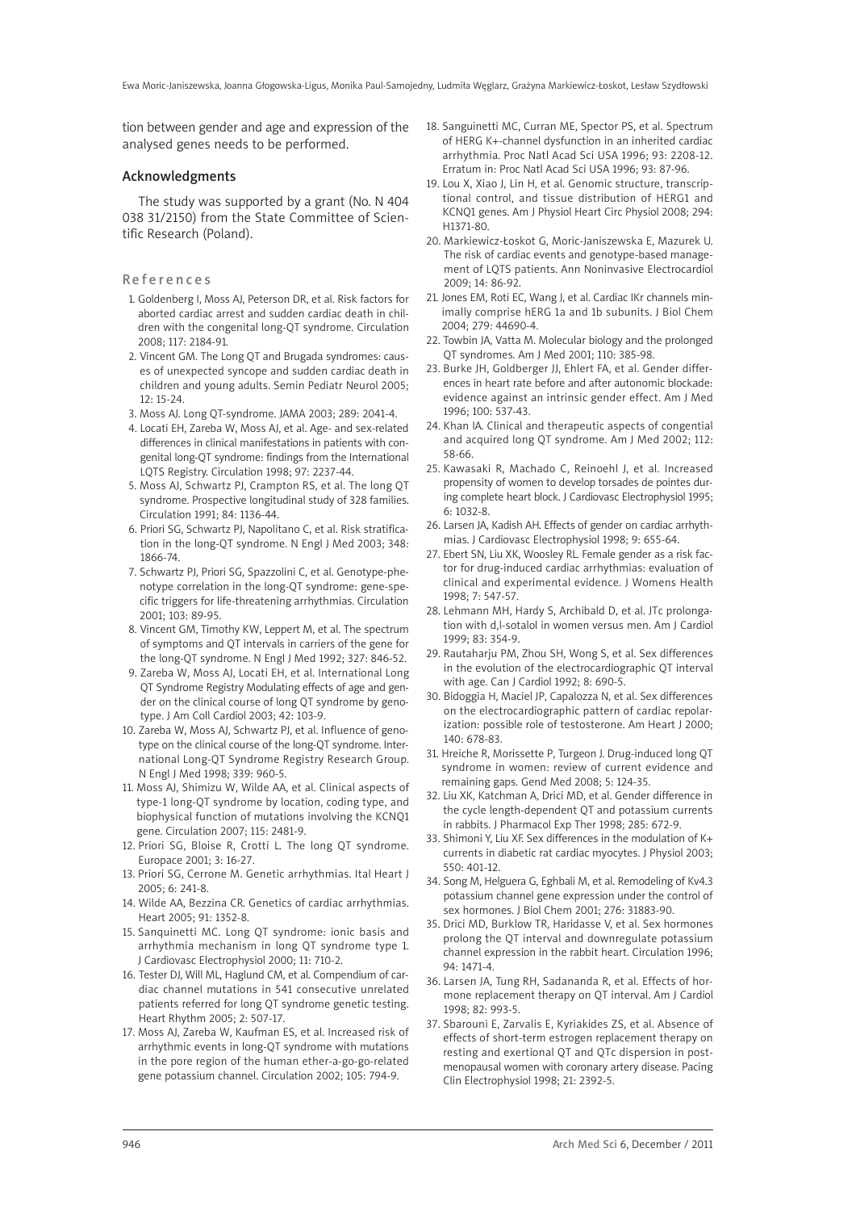tion between gender and age and expression of the analysed genes needs to be performed.

## Acknowledgments

The study was supported by a grant (No. N 404 038 31/2150) from the State Committee of Scientific Research (Poland).

## References

1. Goldenberg I, Moss AJ, Peterson DR, et al. Risk factors for aborted cardiac arrest and sudden cardiac death in children with the congenital long-QT syndrome. Circulation 2008; 117: 2184-91.
2. Vincent GM. The Long QT and Brugada syndromes: causes of unexpected syncope and sudden cardiac death in children and young adults. Semin Pediatr Neurol 2005; 12: 15-24.
3. Moss AJ. Long QT-syndrome. JAMA 2003; 289: 2041-4.
4. Locati EH, Zareba W, Moss AJ, et al. Age- and sex-related differences in clinical manifestations in patients with congenital long-QT syndrome: findings from the International LQTS Registry. Circulation 1998; 97: 2237-44.
5. Moss AJ, Schwartz PJ, Crampton RS, et al. The long QT syndrome. Prospective longitudinal study of 328 families. Circulation 1991; 84: 1136-44.
6. Priori SG, Schwartz PJ, Napolitano C, et al. Risk stratification in the long-QT syndrome. N Engl J Med 2003; 348: 1866-74.
7. Schwartz PJ, Priori SG, Spazzolini C, et al. Genotype-phenotype correlation in the long-QT syndrome: gene-specific triggers for life-threatening arrhythmias. Circulation 2001; 103: 89-95.
8. Vincent GM, Timothy KW, Leppert M, et al. The spectrum of symptoms and QT intervals in carriers of the gene for the long-QT syndrome. N Engl J Med 1992; 327: 846-52.
9. Zareba W, Moss AJ, Locati EH, et al. International Long QT Syndrome Registry Modulating effects of age and gender on the clinical course of long QT syndrome by genotype. J Am Coll Cardiol 2003; 42: 103-9.
10. Zareba W, Moss AJ, Schwartz PJ, et al. Influence of genotype on the clinical course of the long-QT syndrome. International Long-QT Syndrome Registry Research Group. N Engl J Med 1998; 339: 960-5.
11. Moss AJ, Shimizu W, Wilde AA, et al. Clinical aspects of type-1 long-QT syndrome by location, coding type, and biophysical function of mutations involving the KCNQ1 gene. Circulation 2007; 115: 2481-9.
12. Priori SG, Bloise R, Crotti L. The long QT syndrome. Europace 2001; 3: 16-27.
13. Priori SG, Cerrone M. Genetic arrhythmias. Ital Heart J 2005; 6: 241-8.
14. Wilde AA, Bezzina CR. Genetics of cardiac arrhythmias. Heart 2005; 91: 1352-8.
15. Sanquinetti MC. Long QT syndrome: ionic basis and arrhythmia mechanism in long QT syndrome type 1. J Cardiovasc Electrophysiol 2000; 11: 710-2.
16. Tester DJ, Will ML, Haglund CM, et al. Compendium of cardiac channel mutations in 541 consecutive unrelated patients referred for long QT syndrome genetic testing. Heart Rhythm 2005; 2: 507-17.
17. Moss AJ, Zareba W, Kaufman ES, et al. Increased risk of arrhythmic events in long-QT syndrome with mutations in the pore region of the human ether-a-go-go-related gene potassium channel. Circulation 2002; 105: 794-9.
18. Sanguinetti MC, Curran ME, Spector PS, et al. Spectrum of HERG K+-channel dysfunction in an inherited cardiac arrhythmia. Proc Natl Acad Sci USA 1996; 93: 2208-12. Erratum in: Proc Natl Acad Sci USA 1996; 93: 87-96.
19. Lou X, Xiao J, Lin H, et al. Genomic structure, transcriptional control, and tissue distribution of HERG1 and KCNQ1 genes. Am J Physiol Heart Circ Physiol 2008; 294: H1371-80.
20. Markiewicz-Łoskot G, Moric-Janiszewska E, Mazurek U. The risk of cardiac events and genotype-based management of LQTS patients. Ann Noninvasive Electrocardiol 2009; 14: 86-92.
21. Jones EM, Roti EC, Wang J, et al. Cardiac IKr channels minimally comprise hERG 1a and 1b subunits. J Biol Chem 2004; 279: 44690-4.
22. Towbin JA, Vatta M. Molecular biology and the prolonged QT syndromes. Am J Med 2001; 110: 385-98.
23. Burke JH, Goldberger JJ, Ehlert FA, et al. Gender differences in heart rate before and after autonomic blockade: evidence against an intrinsic gender effect. Am J Med 1996; 100: 537-43.
24. Khan IA. Clinical and therapeutic aspects of congential and acquired long QT syndrome. Am J Med 2002; 112: 58-66.
25. Kawasaki R, Machado C, Reinoehl J, et al. Increased propensity of women to develop torsades de pointes during complete heart block. J Cardiovasc Electrophysiol 1995; 6: 1032-8.
26. Larsen JA, Kadish AH. Effects of gender on cardiac arrhythmias. J Cardiovasc Electrophysiol 1998; 9: 655-64.
27. Ebert SN, Liu XK, Woosley RL. Female gender as a risk factor for drug-induced cardiac arrhythmias: evaluation of clinical and experimental evidence. J Womens Health 1998; 7: 547-57.
28. Lehmann MH, Hardy S, Archibald D, et al. JTc prolongation with d,l-sotalol in women versus men. Am J Cardiol 1999; 83: 354-9.
29. Rautaharju PM, Zhou SH, Wong S, et al. Sex differences in the evolution of the electrocardiographic QT interval with age. Can J Cardiol 1992; 8: 690-5.
30. Bidoggia H, Maciel JP, Capalozza N, et al. Sex differences on the electrocardiographic pattern of cardiac repolarization: possible role of testosterone. Am Heart J 2000; 140: 678-83.
31. Hreiche R, Morissette P, Turgeon J. Drug-induced long QT syndrome in women: review of current evidence and remaining gaps. Gend Med 2008; 5: 124-35.
32. Liu XK, Katchman A, Drici MD, et al. Gender difference in the cycle length-dependent QT and potassium currents in rabbits. J Pharmacol Exp Ther 1998; 285: 672-9.
33. Shimoni Y, Liu XF. Sex differences in the modulation of K+ currents in diabetic rat cardiac myocytes. J Physiol 2003; 550: 401-12.
34. Song M, Helguera G, Eghbali M, et al. Remodeling of Kv4.3 potassium channel gene expression under the control of sex hormones. J Biol Chem 2001; 276: 31883-90.
35. Drici MD, Burklow TR, Haridasse V, et al. Sex hormones prolong the QT interval and downregulate potassium channel expression in the rabbit heart. Circulation 1996; 94: 1471-4.
36. Larsen JA, Tung RH, Sadananda R, et al. Effects of hormone replacement therapy on QT interval. Am J Cardiol 1998; 82: 993-5.
37. Sbarouni E, Zarvalis E, Kyriakides ZS, et al. Absence of effects of short-term estrogen replacement therapy on resting and exertional QT and QTc dispersion in postmenopausal women with coronary artery disease. Pacing Clin Electrophysiol 1998; 21: 2392-5.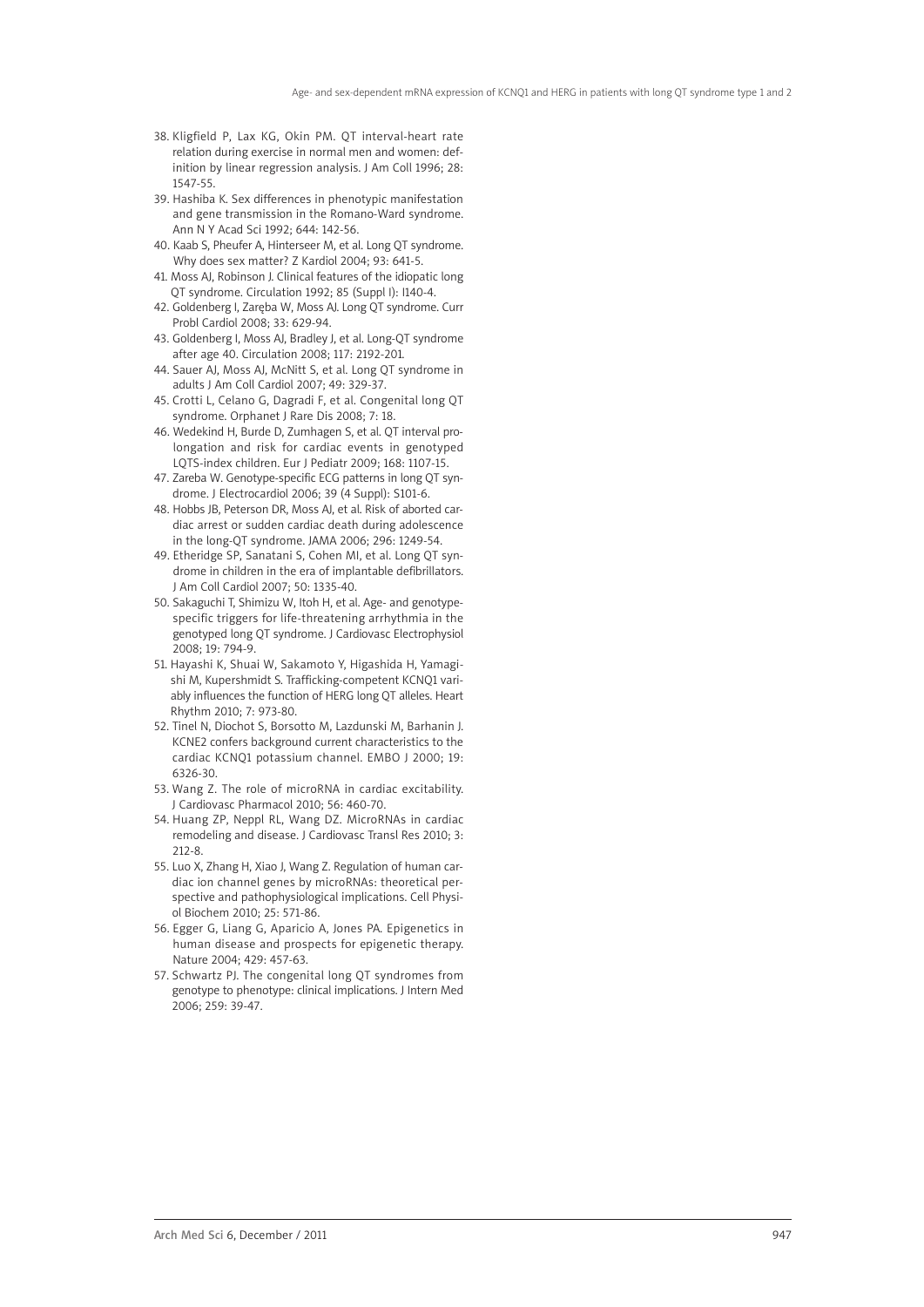38. Kligfield P, Lax KG, Okin PM. QT interval-heart rate relation during exercise in normal men and women: definition by linear regression analysis. J Am Coll 1996; 28: 1547-55.
39. Hashiba K. Sex differences in phenotypic manifestation and gene transmission in the Romano-Ward syndrome. Ann N Y Acad Sci 1992; 644: 142-56.
40. Kaab S, Pheufer A, Hinterseer M, et al. Long QT syndrome. Why does sex matter? Z Kardiol 2004; 93: 641-5.
41. Moss AJ, Robinson J. Clinical features of the idiopatic long QT syndrome. Circulation 1992; 85 (Suppl I): I140-4.
42. Goldenberg I, Zaręba W, Moss AJ. Long QT syndrome. Curr Probl Cardiol 2008; 33: 629-94.
43. Goldenberg I, Moss AJ, Bradley J, et al. Long-QT syndrome after age 40. Circulation 2008; 117: 2192-201.
44. Sauer AJ, Moss AJ, McNitt S, et al. Long QT syndrome in adults J Am Coll Cardiol 2007; 49: 329-37.
45. Crotti L, Celano G, Dagradi F, et al. Congenital long QT syndrome. Orphanet J Rare Dis 2008; 7: 18.
46. Wedekind H, Burde D, Zumhagen S, et al. QT interval prolongation and risk for cardiac events in genotyped LQTS-index children. Eur J Pediatr 2009; 168: 1107-15.
47. Zareba W. Genotype-specific ECG patterns in long QT syndrome. J Electrocardiol 2006; 39 (4 Suppl): S101-6.
48. Hobbs JB, Peterson DR, Moss AJ, et al. Risk of aborted cardiac arrest or sudden cardiac death during adolescence in the long-QT syndrome. JAMA 2006; 296: 1249-54.
49. Etheridge SP, Sanatani S, Cohen MI, et al. Long QT syndrome in children in the era of implantable defibrillators. J Am Coll Cardiol 2007; 50: 1335-40.
50. Sakaguchi T, Shimizu W, Itoh H, et al. Age- and genotype-specific triggers for life-threatening arrhythmia in the genotyped long QT syndrome. J Cardiovasc Electrophysiol 2008; 19: 794-9.
51. Hayashi K, Shuai W, Sakamoto Y, Higashida H, Yamagishi M, Kupershmidt S. Trafficking-competent KCNQ1 variably influences the function of HERG long QT alleles. Heart Rhythm 2010; 7: 973-80.
52. Tinel N, Diochot S, Borsotto M, Lazdunski M, Barhanin J. KCNE2 confers background current characteristics to the cardiac KCNQ1 potassium channel. EMBO J 2000; 19: 6326-30.
53. Wang Z. The role of microRNA in cardiac excitability. J Cardiovasc Pharmacol 2010; 56: 460-70.
54. Huang ZP, Neppl RL, Wang DZ. MicroRNAs in cardiac remodeling and disease. J Cardiovasc Transl Res 2010; 3: 212-8.
55. Luo X, Zhang H, Xiao J, Wang Z. Regulation of human cardiac ion channel genes by microRNAs: theoretical perspective and pathophysiological implications. Cell Physiol Biochem 2010; 25: 571-86.
56. Egger G, Liang G, Aparicio A, Jones PA. Epigenetics in human disease and prospects for epigenetic therapy. Nature 2004; 429: 457-63.
57. Schwartz PJ. The congenital long QT syndromes from genotype to phenotype: clinical implications. J Intern Med 2006; 259: 39-47.